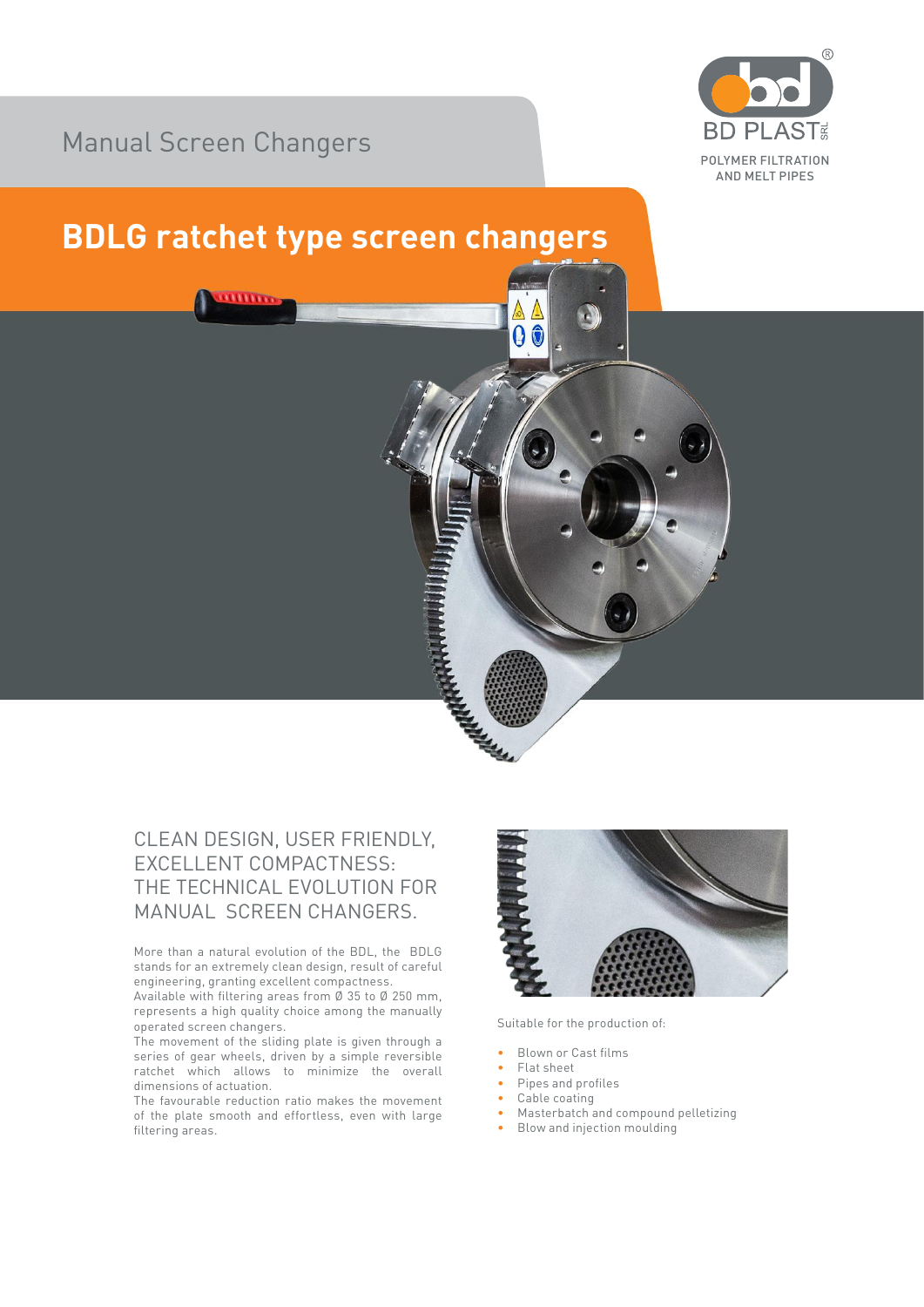Manual Screen Changers

BD PLAST SRL

POLYMER FILTRATION AND MELT PIPES

# BDLG ratchet type screen changers

## CLEAN DESIGN, USER FRIENDLY, EXCELLENT COMPACTNESS: THE TECHNICAL EVOLUTION FOR MANUAL SCREEN CHANGERS.

More than a natural evolution of the BDL, the BDLG stands for an extremely clean design, result of careful engineering, granting excellent compactness.
Available with filtering areas from Ø 35 to Ø 250 mm, represents a high quality choice among the manually operated screen changers.
The movement of the sliding plate is given through a series of gear wheels, driven by a simple reversible ratchet which allows to minimize the overall dimensions of actuation.
The favourable reduction ratio makes the movement of the plate smooth and effortless, even with large filtering areas.

Suitable for the production of:

- Blown or Cast films
- Flat sheet
- Pipes and profiles
- Cable coating
- Masterbatch and compound pelletizing
- Blow and injection moulding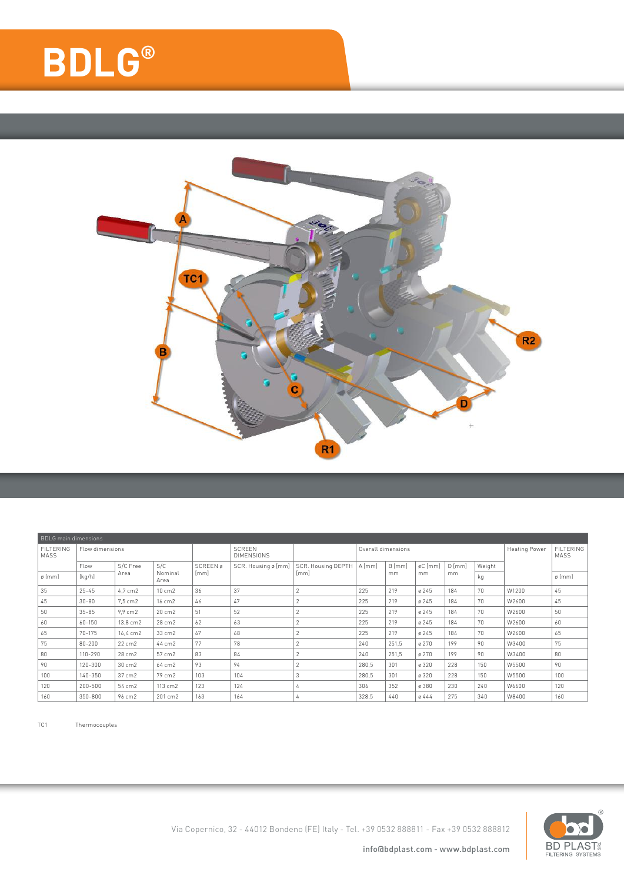# BDLG®

| BDLG main dimensions | | | | | | | | | | | | | |
|---|---|---|---|---|---|---|---|---|---|---|---|---|---|
| FILTERING MASS | Flow dimensions | | | | SCREEN DIMENSIONS | | Overall dimensions | | | | | Heating Power | FILTERING MASS |
| ø [mm] | Flow [kg/h] | S/C Free Area | S/C Nominal Area | SCREEN ø [mm] | SCR. Housing ø [mm] | SCR. Housing DEPTH [mm] | A [mm] | B [mm] | øC [mm] | D [mm] | Weight kg | | ø [mm] |
| 35 | 25-45 | 4,7 cm2 | 10 cm2 | 36 | 37 | 2 | 225 | 219 | ø 245 | 184 | 70 | W1200 | 45 |
| 45 | 30-80 | 7,5 cm2 | 16 cm2 | 46 | 47 | 2 | 225 | 219 | ø 245 | 184 | 70 | W2600 | 45 |
| 50 | 35-85 | 9,9 cm2 | 20 cm2 | 51 | 52 | 2 | 225 | 219 | ø 245 | 184 | 70 | W2600 | 50 |
| 60 | 60-150 | 13,8 cm2 | 28 cm2 | 62 | 63 | 2 | 225 | 219 | ø 245 | 184 | 70 | W2600 | 60 |
| 65 | 70-175 | 16,4 cm2 | 33 cm2 | 67 | 68 | 2 | 225 | 219 | ø 245 | 184 | 70 | W2600 | 65 |
| 75 | 80-200 | 22 cm2 | 44 cm2 | 77 | 78 | 2 | 240 | 251,5 | ø 270 | 199 | 90 | W3400 | 75 |
| 80 | 110-290 | 28 cm2 | 57 cm2 | 83 | 84 | 2 | 240 | 251,5 | ø 270 | 199 | 90 | W3400 | 80 |
| 90 | 120-300 | 30 cm2 | 64 cm2 | 93 | 94 | 2 | 280,5 | 301 | ø 320 | 228 | 150 | W5500 | 90 |
| 100 | 140-350 | 37 cm2 | 79 cm2 | 103 | 104 | 3 | 280,5 | 301 | ø 320 | 228 | 150 | W5500 | 100 |
| 120 | 200-500 | 54 cm2 | 113 cm2 | 123 | 124 | 4 | 306 | 352 | ø 380 | 230 | 240 | W6600 | 120 |
| 160 | 350-800 | 96 cm2 | 201 cm2 | 163 | 164 | 4 | 328,5 | 440 | ø 444 | 275 | 340 | W8400 | 160 |

TC1 Thermocouples

Via Copernico, 32 - 44012 Bondeno (FE) Italy - Tel. +39 0532 888811 - Fax +39 0532 888812

info@bdplast.com - www.bdplast.com